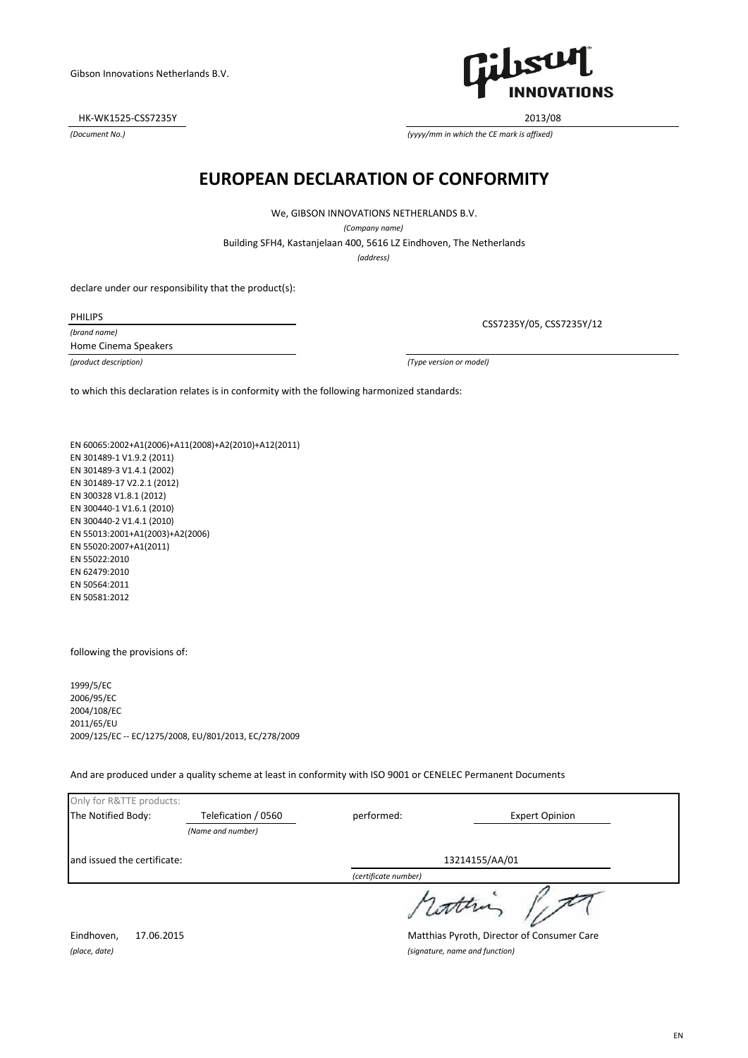Gibson Innovations Netherlands B.V.

HK-WK1525-CSS7235Y

*(Document No.)*

2013/08

*(yyyy/mm in which the CE mark is affixed)*

# EUROPEAN DECLARATION OF CONFORMITY

We, GIBSON INNOVATIONS NETHERLANDS B.V.

*(Company name)*

Building SFH4, Kastanjelaan 400, 5616 LZ Eindhoven, The Netherlands

*(address)*

declare under our responsibility that the product(s):

PHILIPS

*(brand name)*

Home Cinema Speakers

*(product description)*

CSS7235Y/05, CSS7235Y/12

*(Type version or model)*

to which this declaration relates is in conformity with the following harmonized standards:

EN 60065:2002+A1(2006)+A11(2008)+A2(2010)+A12(2011)
EN 301489-1 V1.9.2 (2011)
EN 301489-3 V1.4.1 (2002)
EN 301489-17 V2.2.1 (2012)
EN 300328 V1.8.1 (2012)
EN 300440-1 V1.6.1 (2010)
EN 300440-2 V1.4.1 (2010)
EN 55013:2001+A1(2003)+A2(2006)
EN 55020:2007+A1(2011)
EN 55022:2010
EN 62479:2010
EN 50564:2011
EN 50581:2012

following the provisions of:

1999/5/EC
2006/95/EC
2004/108/EC
2011/65/EU
2009/125/EC -- EC/1275/2008, EU/801/2013, EC/278/2009

And are produced under a quality scheme at least in conformity with ISO 9001 or CENELEC Permanent Documents

| Only for R&TTE products: | | | |
|---|---|---|---|
| The Notified Body: | Telefication / 0560 *(Name and number)* | performed: | Expert Opinion |
| and issued the certificate: | | 13214155/AA/01 *(certificate number)* | |

Eindhoven, 17.06.2015

*(place, date)*

Matthias Pyroth, Director of Consumer Care

*(signature, name and function)*

EN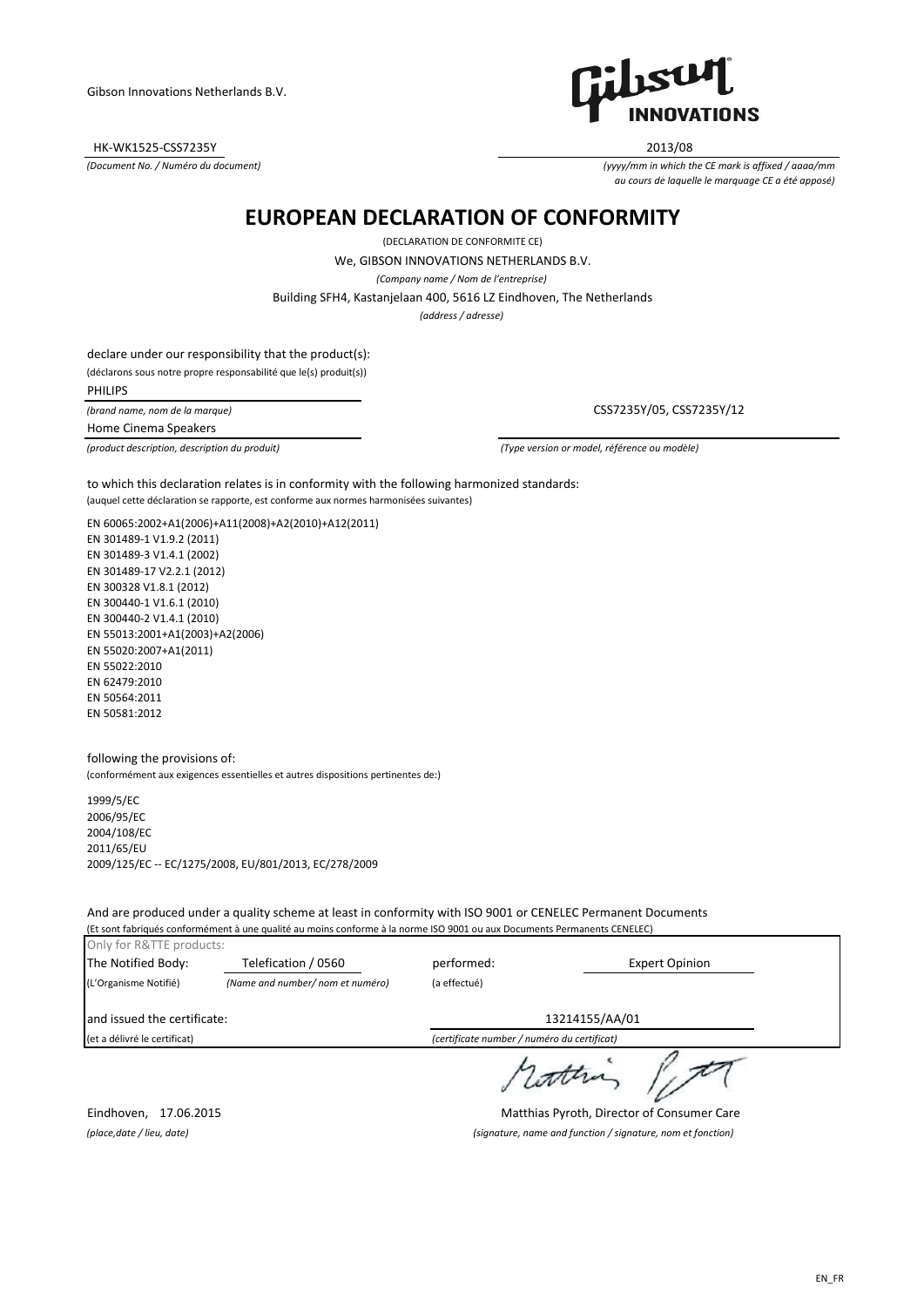Gibson Innovations Netherlands B.V.

HK-WK1525-CSS7235Y

*(Document No. / Numéro du document)*

2013/08

*(yyyy/mm in which the CE mark is affixed / aaaa/mm au cours de laquelle le marquage CE a été apposé)*

# EUROPEAN DECLARATION OF CONFORMITY

(DECLARATION DE CONFORMITE CE)

We, GIBSON INNOVATIONS NETHERLANDS B.V.

*(Company name / Nom de l'entreprise)*

Building SFH4, Kastanjelaan 400, 5616 LZ Eindhoven, The Netherlands

*(address / adresse)*

declare under our responsibility that the product(s):

(déclarons sous notre propre responsabilité que le(s) produit(s))

PHILIPS

*(brand name, nom de la marque)*

CSS7235Y/05, CSS7235Y/12

Home Cinema Speakers

*(product description, description du produit)*

*(Type version or model, référence ou modèle)*

to which this declaration relates is in conformity with the following harmonized standards:

(auquel cette déclaration se rapporte, est conforme aux normes harmonisées suivantes)

EN 60065:2002+A1(2006)+A11(2008)+A2(2010)+A12(2011)
EN 301489-1 V1.9.2 (2011)
EN 301489-3 V1.4.1 (2002)
EN 301489-17 V2.2.1 (2012)
EN 300328 V1.8.1 (2012)
EN 300440-1 V1.6.1 (2010)
EN 300440-2 V1.4.1 (2010)
EN 55013:2001+A1(2003)+A2(2006)
EN 55020:2007+A1(2011)
EN 55022:2010
EN 62479:2010
EN 50564:2011
EN 50581:2012

following the provisions of:

(conformément aux exigences essentielles et autres dispositions pertinentes de:)

1999/5/EC
2006/95/EC
2004/108/EC
2011/65/EU
2009/125/EC -- EC/1275/2008, EU/801/2013, EC/278/2009

And are produced under a quality scheme at least in conformity with ISO 9001 or CENELEC Permanent Documents

(Et sont fabriqués conformément à une qualité au moins conforme à la norme ISO 9001 ou aux Documents Permanents CENELEC)

Only for R&TTE products:

| The Notified Body: | Telefication / 0560 | performed: | Expert Opinion |
|---|---|---|---|
| (L'Organisme Notifié) | *(Name and number/ nom et numéro)* | (a effectué) | |
| and issued the certificate: | | 13214155/AA/01 | |
| (et a délivré le certificat) | | *(certificate number / numéro du certificat)* | |

Eindhoven, 17.06.2015

*(place,date / lieu, date)*

Matthias Pyroth, Director of Consumer Care

*(signature, name and function / signature, nom et fonction)*

EN_FR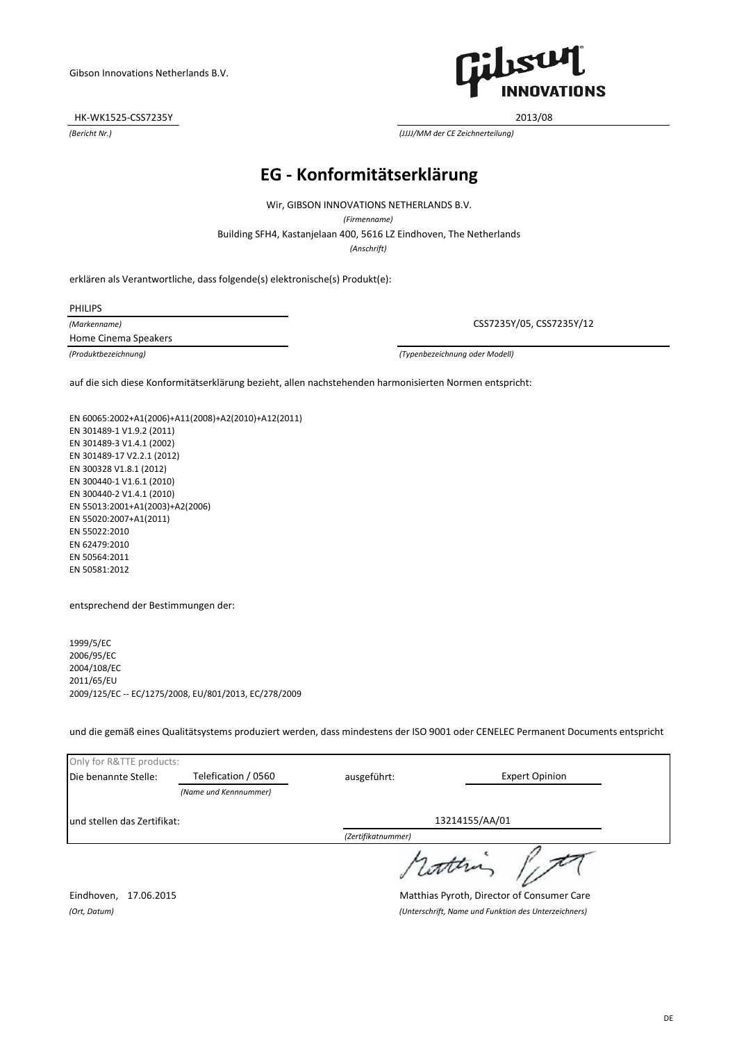Gibson Innovations Netherlands B.V.

HK-WK1525-CSS7235Y

*(Bericht Nr.)*

2013/08

*(JJJJ/MM der CE Zeichnerteilung)*

# EG - Konformitätserklärung

Wir, GIBSON INNOVATIONS NETHERLANDS B.V.

*(Firmenname)*

Building SFH4, Kastanjelaan 400, 5616 LZ Eindhoven, The Netherlands

*(Anschrift)*

erklären als Verantwortliche, dass folgende(s) elektronische(s) Produkt(e):

PHILIPS

*(Markenname)*

Home Cinema Speakers

*(Produktbezeichnung)*

CSS7235Y/05, CSS7235Y/12

*(Typenbezeichnung oder Modell)*

auf die sich diese Konformitätserklärung bezieht, allen nachstehenden harmonisierten Normen entspricht:

EN 60065:2002+A1(2006)+A11(2008)+A2(2010)+A12(2011)
EN 301489-1 V1.9.2 (2011)
EN 301489-3 V1.4.1 (2002)
EN 301489-17 V2.2.1 (2012)
EN 300328 V1.8.1 (2012)
EN 300440-1 V1.6.1 (2010)
EN 300440-2 V1.4.1 (2010)
EN 55013:2001+A1(2003)+A2(2006)
EN 55020:2007+A1(2011)
EN 55022:2010
EN 62479:2010
EN 50564:2011
EN 50581:2012

entsprechend der Bestimmungen der:

1999/5/EC
2006/95/EC
2004/108/EC
2011/65/EU
2009/125/EC -- EC/1275/2008, EU/801/2013, EC/278/2009

und die gemäß eines Qualitätsystems produziert werden, dass mindestens der ISO 9001 oder CENELEC Permanent Documents entspricht

Only for R&TTE products:

| Die benannte Stelle: | Telefication / 0560 | ausgeführt: | Expert Opinion |
|---|---|---|---|
| | *(Name und Kennnummer)* | | |
| und stellen das Zertifikat: | | 13214155/AA/01 | |
| | | *(Zertifikatnummer)* | |

Eindhoven, 17.06.2015

*(Ort, Datum)*

Matthias Pyroth, Director of Consumer Care

*(Unterschrift, Name und Funktion des Unterzeichners)*

DE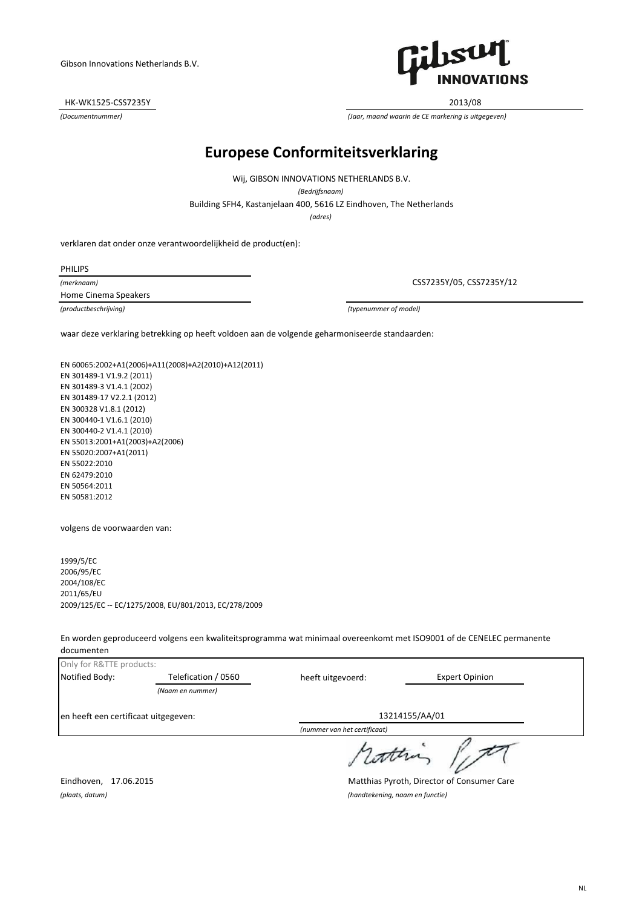Gibson Innovations Netherlands B.V.

HK-WK1525-CSS7235Y
*(Documentnummer)*

2013/08
*(Jaar, maand waarin de CE markering is uitgegeven)*

# Europese Conformiteitsverklaring

Wij, GIBSON INNOVATIONS NETHERLANDS B.V.
*(Bedrijfsnaam)*

Building SFH4, Kastanjelaan 400, 5616 LZ Eindhoven, The Netherlands
*(adres)*

verklaren dat onder onze verantwoordelijkheid de product(en):

PHILIPS
*(merknaam)*

Home Cinema Speakers
*(productbeschrijving)*

CSS7235Y/05, CSS7235Y/12
*(typenummer of model)*

waar deze verklaring betrekking op heeft voldoen aan de volgende geharmoniseerde standaarden:

EN 60065:2002+A1(2006)+A11(2008)+A2(2010)+A12(2011)
EN 301489-1 V1.9.2 (2011)
EN 301489-3 V1.4.1 (2002)
EN 301489-17 V2.2.1 (2012)
EN 300328 V1.8.1 (2012)
EN 300440-1 V1.6.1 (2010)
EN 300440-2 V1.4.1 (2010)
EN 55013:2001+A1(2003)+A2(2006)
EN 55020:2007+A1(2011)
EN 55022:2010
EN 62479:2010
EN 50564:2011
EN 50581:2012

volgens de voorwaarden van:

1999/5/EC
2006/95/EC
2004/108/EC
2011/65/EU
2009/125/EC -- EC/1275/2008, EU/801/2013, EC/278/2009

En worden geproduceerd volgens een kwaliteitsprogramma wat minimaal overeenkomt met ISO9001 of de CENELEC permanente documenten

Only for R&TTE products:

Notified Body: Telefication / 0560 *(Naam en nummer)* heeft uitgevoerd: Expert Opinion

en heeft een certificaat uitgegeven: 13214155/AA/01 *(nummer van het certificaat)*

Eindhoven, 17.06.2015
*(plaats, datum)*

Matthias Pyroth, Director of Consumer Care
*(handtekening, naam en functie)*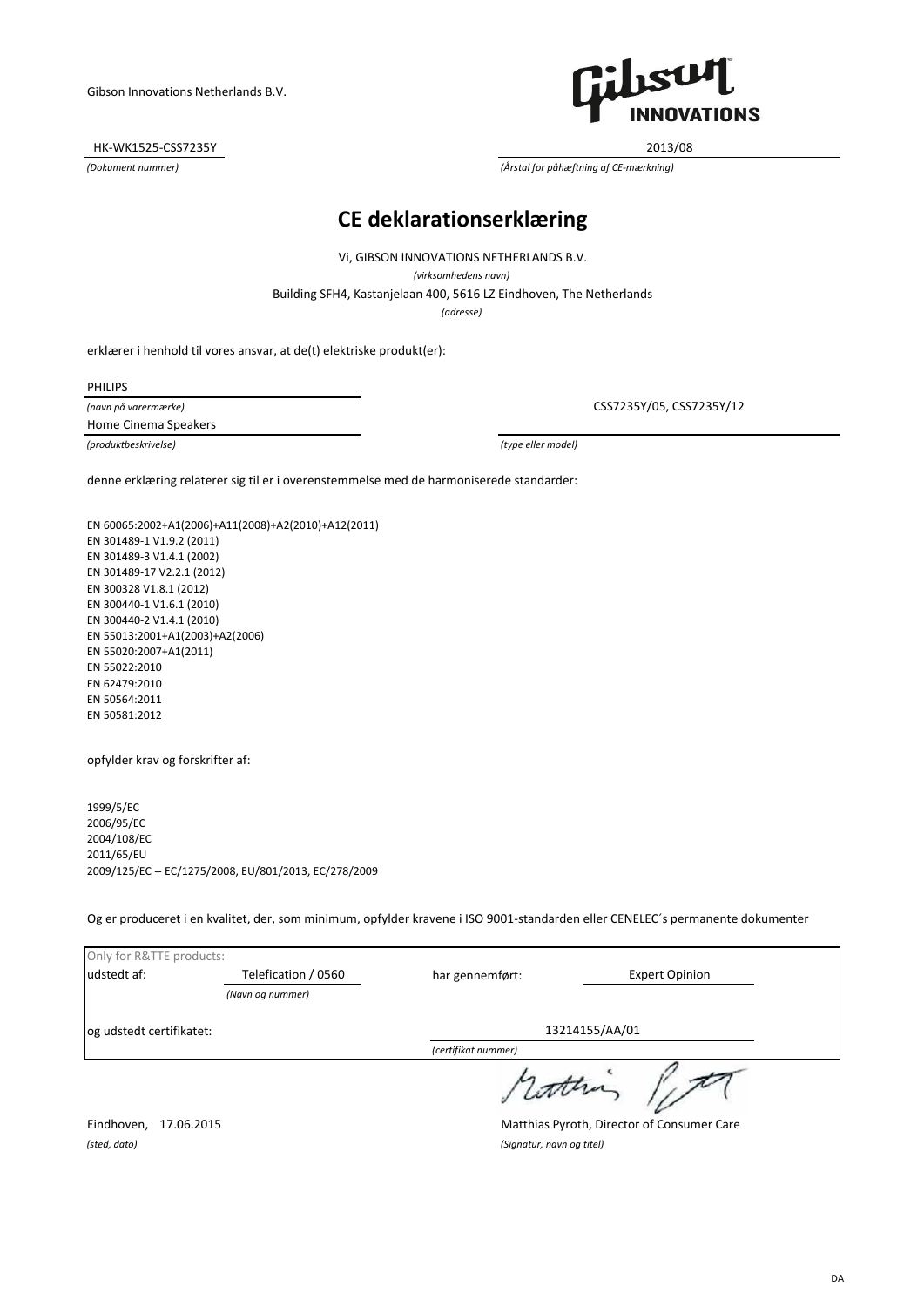Gibson Innovations Netherlands B.V.

HK-WK1525-CSS7235Y

*(Dokument nummer)*

2013/08

*(Årstal for påhæftning af CE-mærkning)*

# CE deklarationserklæring

Vi, GIBSON INNOVATIONS NETHERLANDS B.V.

*(virksomhedens navn)*

Building SFH4, Kastanjelaan 400, 5616 LZ Eindhoven, The Netherlands

*(adresse)*

erklærer i henhold til vores ansvar, at de(t) elektriske produkt(er):

PHILIPS

*(navn på varermærke)*

Home Cinema Speakers

*(produktbeskrivelse)*

CSS7235Y/05, CSS7235Y/12

*(type eller model)*

denne erklæring relaterer sig til er i overenstemmelse med de harmoniserede standarder:

EN 60065:2002+A1(2006)+A11(2008)+A2(2010)+A12(2011)
EN 301489-1 V1.9.2 (2011)
EN 301489-3 V1.4.1 (2002)
EN 301489-17 V2.2.1 (2012)
EN 300328 V1.8.1 (2012)
EN 300440-1 V1.6.1 (2010)
EN 300440-2 V1.4.1 (2010)
EN 55013:2001+A1(2003)+A2(2006)
EN 55020:2007+A1(2011)
EN 55022:2010
EN 62479:2010
EN 50564:2011
EN 50581:2012

opfylder krav og forskrifter af:

1999/5/EC
2006/95/EC
2004/108/EC
2011/65/EU
2009/125/EC -- EC/1275/2008, EU/801/2013, EC/278/2009

Og er produceret i en kvalitet, der, som minimum, opfylder kravene i ISO 9001-standarden eller CENELEC´s permanente dokumenter

Only for R&TTE products:

| | | | |
|---|---|---|---|
| udstedt af: | Telefication / 0560 | har gennemført: | Expert Opinion |
| | *(Navn og nummer)* | | |
| og udstedt certifikatet: | | 13214155/AA/01 | |
| | | *(certifikat nummer)* | |

Eindhoven, 17.06.2015

*(sted, dato)*

Matthias Pyroth, Director of Consumer Care

*(Signatur, navn og titel)*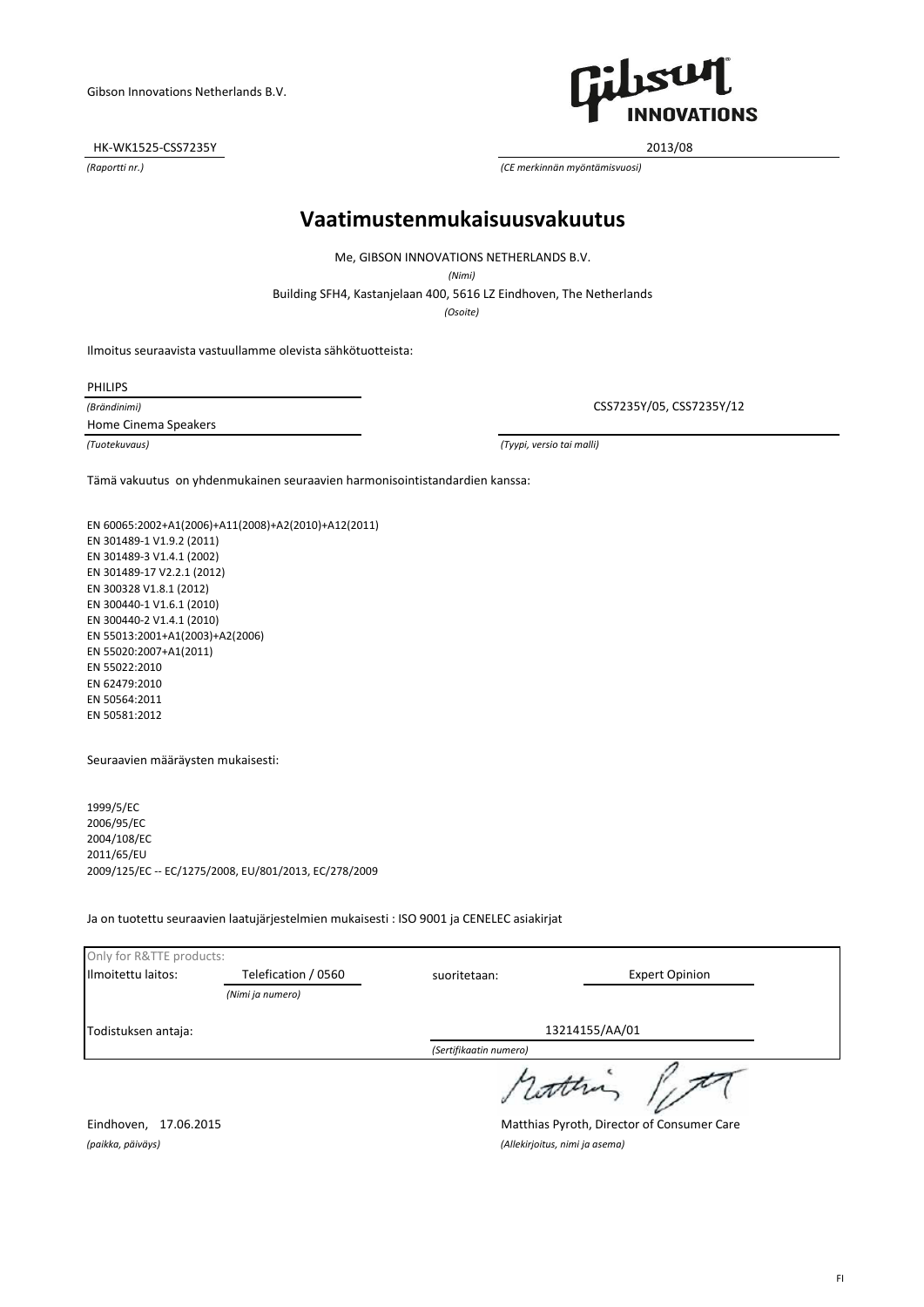Gibson Innovations Netherlands B.V.

HK-WK1525-CSS7235Y
*(Raportti nr.)*

2013/08
*(CE merkinnän myöntämisvuosi)*

# Vaatimustenmukaisuusvakuutus

Me, GIBSON INNOVATIONS NETHERLANDS B.V.
*(Nimi)*

Building SFH4, Kastanjelaan 400, 5616 LZ Eindhoven, The Netherlands
*(Osoite)*

Ilmoitus seuraavista vastuullamme olevista sähkötuotteista:

PHILIPS
*(Brändinimi)*

Home Cinema Speakers
*(Tuotekuvaus)*

CSS7235Y/05, CSS7235Y/12
*(Tyypi, versio tai malli)*

Tämä vakuutus on yhdenmukainen seuraavien harmonisointistandardien kanssa:

EN 60065:2002+A1(2006)+A11(2008)+A2(2010)+A12(2011)
EN 301489-1 V1.9.2 (2011)
EN 301489-3 V1.4.1 (2002)
EN 301489-17 V2.2.1 (2012)
EN 300328 V1.8.1 (2012)
EN 300440-1 V1.6.1 (2010)
EN 300440-2 V1.4.1 (2010)
EN 55013:2001+A1(2003)+A2(2006)
EN 55020:2007+A1(2011)
EN 55022:2010
EN 62479:2010
EN 50564:2011
EN 50581:2012

Seuraavien määräysten mukaisesti:

1999/5/EC
2006/95/EC
2004/108/EC
2011/65/EU
2009/125/EC -- EC/1275/2008, EU/801/2013, EC/278/2009

Ja on tuotettu seuraavien laatujärjestelmien mukaisesti : ISO 9001 ja CENELEC asiakirjat

| Only for R&TTE products: | | | |
|---|---|---|---|
| Ilmoitettu laitos: | Telefication / 0560 *(Nimi ja numero)* | suoritetaan: | Expert Opinion |
| Todistuksen antaja: | | 13214155/AA/01 *(Sertifikaatin numero)* | |

Eindhoven, 17.06.2015
*(paikka, päiväys)*

Matthias Pyroth, Director of Consumer Care
*(Allekirjoitus, nimi ja asema)*

FI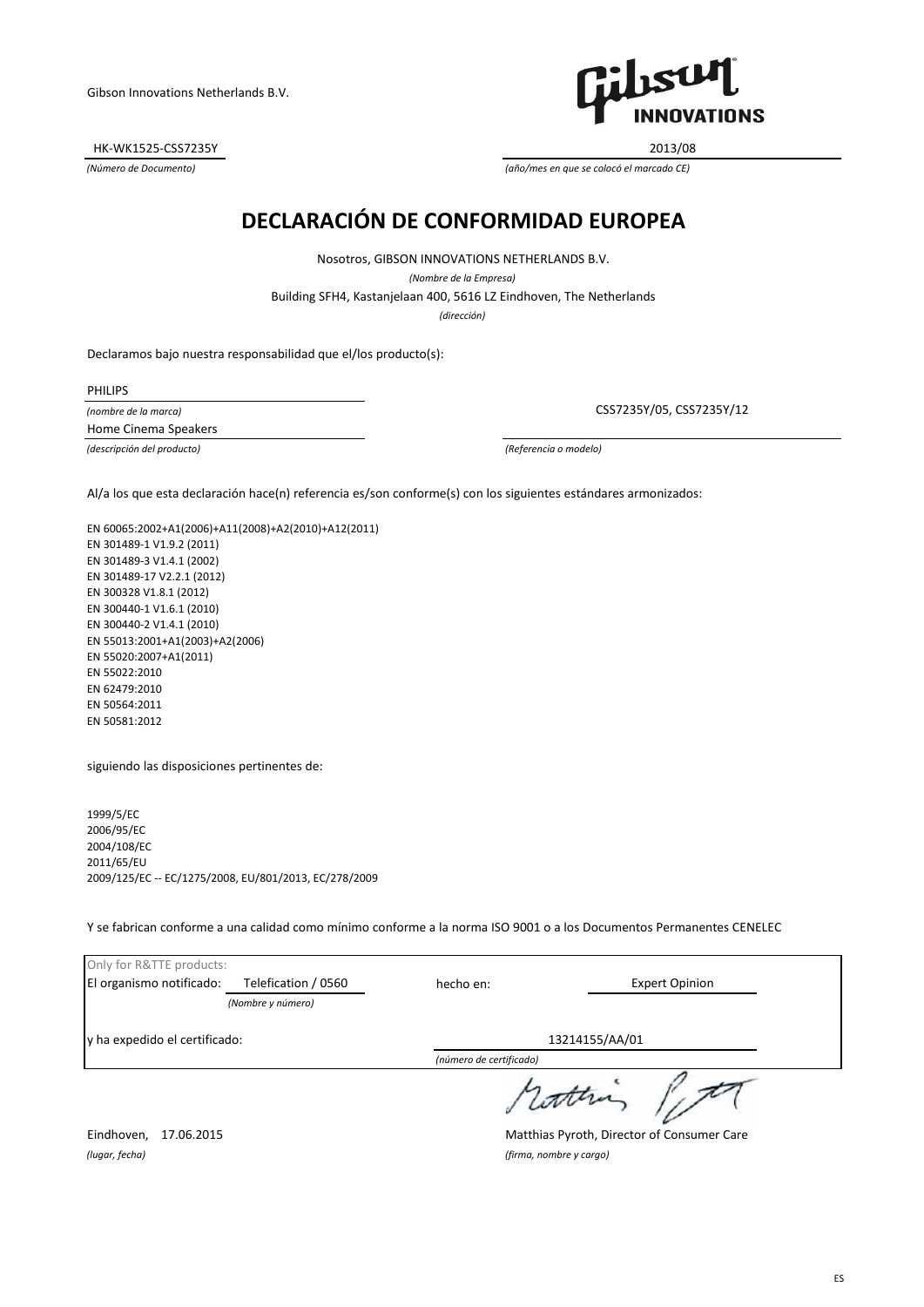Gibson Innovations Netherlands B.V.

HK-WK1525-CSS7235Y
*(Número de Documento)*

2013/08
*(año/mes en que se colocó el marcado CE)*

# DECLARACIÓN DE CONFORMIDAD EUROPEA

Nosotros, GIBSON INNOVATIONS NETHERLANDS B.V.
*(Nombre de la Empresa)*
Building SFH4, Kastanjelaan 400, 5616 LZ Eindhoven, The Netherlands
*(dirección)*

Declaramos bajo nuestra responsabilidad que el/los producto(s):

PHILIPS
*(nombre de la marca)*

Home Cinema Speakers
*(descripción del producto)*

CSS7235Y/05, CSS7235Y/12
*(Referencia o modelo)*

Al/a los que esta declaración hace(n) referencia es/son conforme(s) con los siguientes estándares armonizados:

EN 60065:2002+A1(2006)+A11(2008)+A2(2010)+A12(2011)
EN 301489-1 V1.9.2 (2011)
EN 301489-3 V1.4.1 (2002)
EN 301489-17 V2.2.1 (2012)
EN 300328 V1.8.1 (2012)
EN 300440-1 V1.6.1 (2010)
EN 300440-2 V1.4.1 (2010)
EN 55013:2001+A1(2003)+A2(2006)
EN 55020:2007+A1(2011)
EN 55022:2010
EN 62479:2010
EN 50564:2011
EN 50581:2012

siguiendo las disposiciones pertinentes de:

1999/5/EC
2006/95/EC
2004/108/EC
2011/65/EU
2009/125/EC -- EC/1275/2008, EU/801/2013, EC/278/2009

Y se fabrican conforme a una calidad como mínimo conforme a la norma ISO 9001 o a los Documentos Permanentes CENELEC

Only for R&TTE products:

El organismo notificado: Telefication / 0560 *(Nombre y número)* hecho en: Expert Opinion

y ha expedido el certificado: 13214155/AA/01 *(número de certificado)*

Eindhoven, 17.06.2015
*(lugar, fecha)*

Matthias Pyroth, Director of Consumer Care
*(firma, nombre y cargo)*

ES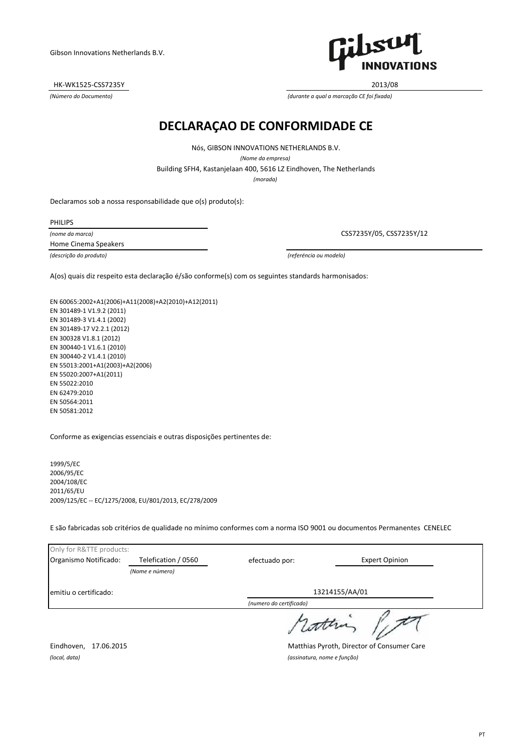Gibson Innovations Netherlands B.V.

| HK-WK1525-CSS7235Y | 2013/08 |
|---|---|
| *(Número do Documento)* | *(durante a qual a marcação CE foi fixada)* |

# DECLARAÇAO DE CONFORMIDADE CE

Nós, GIBSON INNOVATIONS NETHERLANDS B.V.

*(Nome da empresa)*

Building SFH4, Kastanjelaan 400, 5616 LZ Eindhoven, The Netherlands

*(morada)*

Declaramos sob a nossa responsabilidade que o(s) produto(s):

PHILIPS

*(nome da marca)*

Home Cinema Speakers

*(descrição do produto)*

CSS7235Y/05, CSS7235Y/12

*(referência ou modelo)*

A(os) quais diz respeito esta declaração é/são conforme(s) com os seguintes standards harmonisados:

EN 60065:2002+A1(2006)+A11(2008)+A2(2010)+A12(2011)
EN 301489-1 V1.9.2 (2011)
EN 301489-3 V1.4.1 (2002)
EN 301489-17 V2.2.1 (2012)
EN 300328 V1.8.1 (2012)
EN 300440-1 V1.6.1 (2010)
EN 300440-2 V1.4.1 (2010)
EN 55013:2001+A1(2003)+A2(2006)
EN 55020:2007+A1(2011)
EN 55022:2010
EN 62479:2010
EN 50564:2011
EN 50581:2012

Conforme as exigencias essenciais e outras disposições pertinentes de:

1999/5/EC
2006/95/EC
2004/108/EC
2011/65/EU
2009/125/EC -- EC/1275/2008, EU/801/2013, EC/278/2009

E são fabricadas sob critérios de qualidade no mínimo conformes com a norma ISO 9001 ou documentos Permanentes CENELEC

| Only for R&TTE products: | | | |
|---|---|---|---|
| Organismo Notificado: | Telefication / 0560 *(Nome e número)* | efectuado por: | Expert Opinion |
| emitiu o certificado: | | | 13214155/AA/01 *(numero do certificado)* |

Eindhoven, 17.06.2015

*(local, data)*

Matthias Pyroth, Director of Consumer Care

*(assinatura, nome e função)*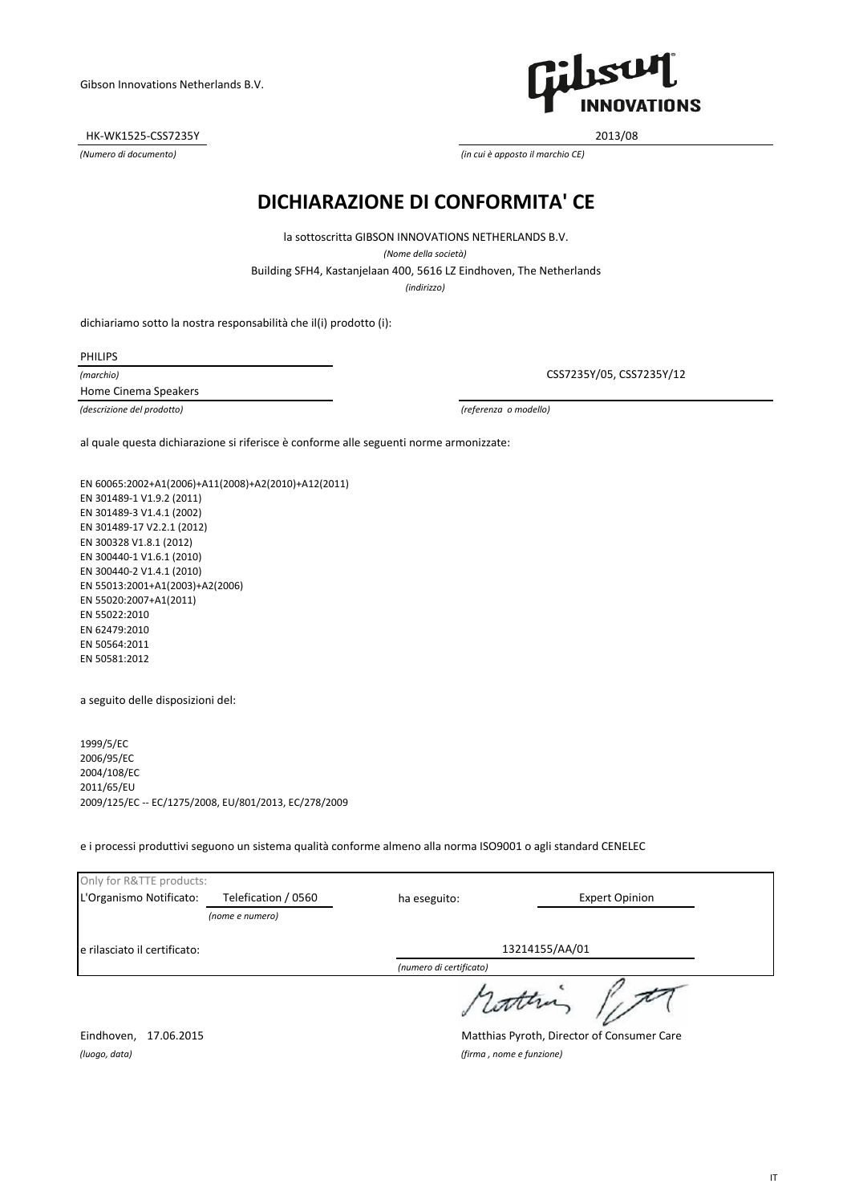Gibson Innovations Netherlands B.V.

HK-WK1525-CSS7235Y — 2013/08

*(Numero di documento)* — *(in cui è apposto il marchio CE)*

# DICHIARAZIONE DI CONFORMITA' CE

la sottoscritta GIBSON INNOVATIONS NETHERLANDS B.V.

*(Nome della società)*

Building SFH4, Kastanjelaan 400, 5616 LZ Eindhoven, The Netherlands

*(indirizzo)*

dichiariamo sotto la nostra responsabilità che il(i) prodotto (i):

PHILIPS

*(marchio)*

Home Cinema Speakers

*(descrizione del prodotto)*

CSS7235Y/05, CSS7235Y/12

*(referenza o modello)*

al quale questa dichiarazione si riferisce è conforme alle seguenti norme armonizzate:

EN 60065:2002+A1(2006)+A11(2008)+A2(2010)+A12(2011)
EN 301489-1 V1.9.2 (2011)
EN 301489-3 V1.4.1 (2002)
EN 301489-17 V2.2.1 (2012)
EN 300328 V1.8.1 (2012)
EN 300440-1 V1.6.1 (2010)
EN 300440-2 V1.4.1 (2010)
EN 55013:2001+A1(2003)+A2(2006)
EN 55020:2007+A1(2011)
EN 55022:2010
EN 62479:2010
EN 50564:2011
EN 50581:2012

a seguito delle disposizioni del:

1999/5/EC
2006/95/EC
2004/108/EC
2011/65/EU
2009/125/EC -- EC/1275/2008, EU/801/2013, EC/278/2009

e i processi produttivi seguono un sistema qualità conforme almeno alla norma ISO9001 o agli standard CENELEC

| Only for R&TTE products: | | | |
|---|---|---|---|
| L'Organismo Notificato: | Telefication / 0560 *(nome e numero)* | ha eseguito: | Expert Opinion |
| e rilasciato il certificato: | | 13214155/AA/01 *(numero di certificato)* | |

Eindhoven, 17.06.2015

*(luogo, data)*

Matthias Pyroth, Director of Consumer Care

*(firma , nome e funzione)*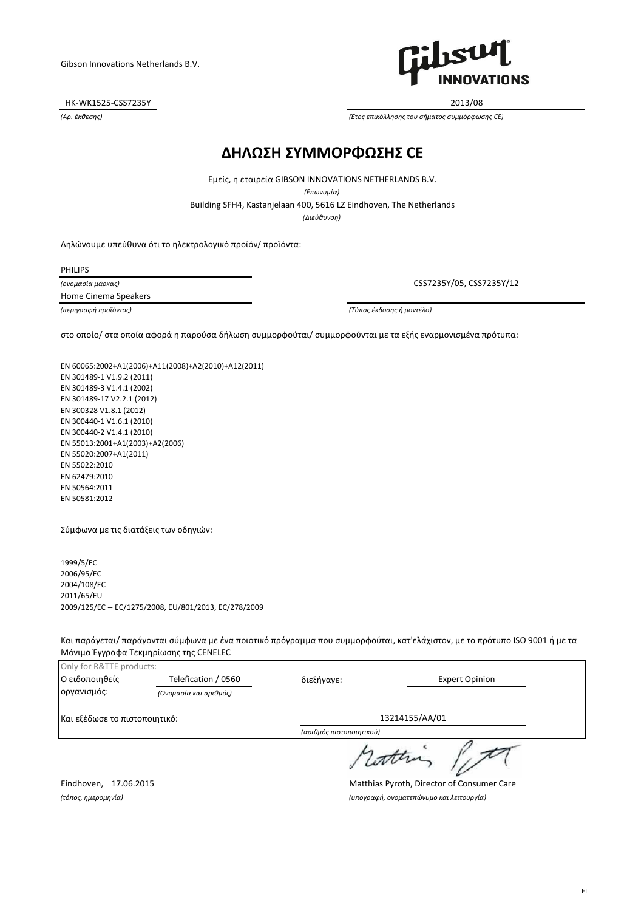Gibson Innovations Netherlands B.V.

HK-WK1525-CSS7235Y

*(Αρ. έκθεσης)*

2013/08

*(Έτος επικόλλησης του σήματος συμμόρφωσης CE)*

# ΔΗΛΩΣΗ ΣΥΜΜΟΡΦΩΣΗΣ CE

Εμείς, η εταιρεία GIBSON INNOVATIONS NETHERLANDS B.V.

*(Επωνυμία)*

Building SFH4, Kastanjelaan 400, 5616 LZ Eindhoven, The Netherlands

*(Διεύθυνση)*

Δηλώνουμε υπεύθυνα ότι το ηλεκτρολογικό προϊόν/ προϊόντα:

PHILIPS

*(ονομασία μάρκας)*

Home Cinema Speakers

*(περιγραφή προϊόντος)*

CSS7235Y/05, CSS7235Y/12

*(Τύπος έκδοσης ή μοντέλο)*

στο οποίο/ στα οποία αφορά η παρούσα δήλωση συμμορφούται/ συμμορφούνται με τα εξής εναρμονισμένα πρότυπα:

EN 60065:2002+A1(2006)+A11(2008)+A2(2010)+A12(2011)
EN 301489-1 V1.9.2 (2011)
EN 301489-3 V1.4.1 (2002)
EN 301489-17 V2.2.1 (2012)
EN 300328 V1.8.1 (2012)
EN 300440-1 V1.6.1 (2010)
EN 300440-2 V1.4.1 (2010)
EN 55013:2001+A1(2003)+A2(2006)
EN 55020:2007+A1(2011)
EN 55022:2010
EN 62479:2010
EN 50564:2011
EN 50581:2012

Σύμφωνα με τις διατάξεις των οδηγιών:

1999/5/EC
2006/95/EC
2004/108/EC
2011/65/EU
2009/125/EC -- EC/1275/2008, EU/801/2013, EC/278/2009

Και παράγεται/ παράγονται σύμφωνα με ένα ποιοτικό πρόγραμμα που συμμορφούται, κατ'ελάχιστον, με το πρότυπο ISO 9001 ή με τα Μόνιμα Έγγραφα Τεκμηρίωσης της CENELEC

Only for R&TTE products:

Ο ειδοποιηθείς οργανισμός: Telefication / 0560 *(Ονομασία και αριθμός)*

διεξήγαγε: Expert Opinion

Και εξέδωσε το πιστοποιητικό: 13214155/AA/01 *(αριθμός πιστοποιητικού)*

Eindhoven, 17.06.2015

*(τόπος, ημερομηνία)*

Matthias Pyroth, Director of Consumer Care

*(υπογραφή, ονοματεπώνυμο και λειτουργία)*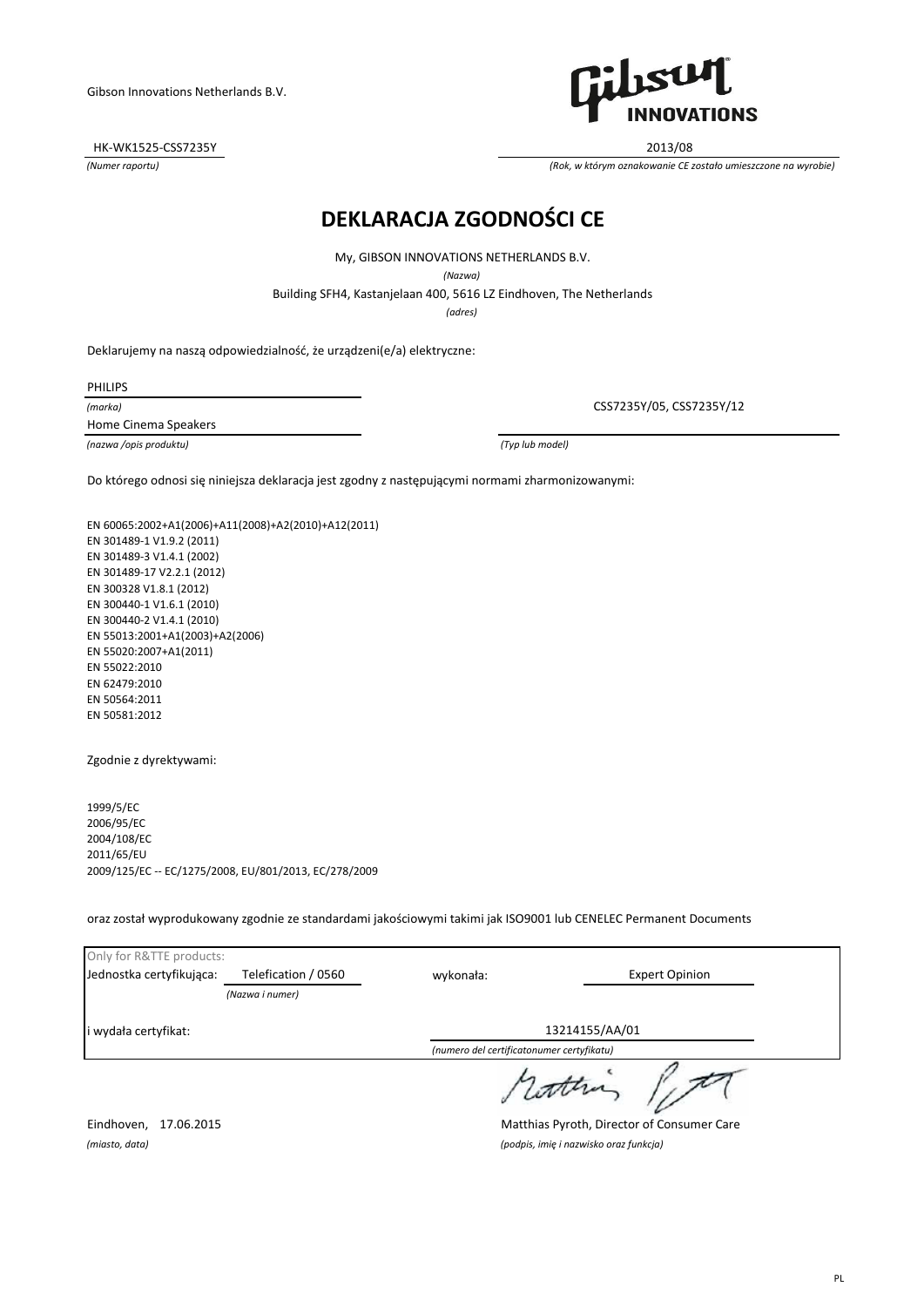Gibson Innovations Netherlands B.V.

HK-WK1525-CSS7235Y  
*(Numer raportu)*

2013/08  
*(Rok, w którym oznakowanie CE zostało umieszczone na wyrobie)*

# DEKLARACJA ZGODNOŚCI CE

My, GIBSON INNOVATIONS NETHERLANDS B.V.  
*(Nazwa)*

Building SFH4, Kastanjelaan 400, 5616 LZ Eindhoven, The Netherlands  
*(adres)*

Deklarujemy na naszą odpowiedzialność, że urządzeni(e/a) elektryczne:

PHILIPS  
*(marka)*

Home Cinema Speakers  
*(nazwa /opis produktu)*

CSS7235Y/05, CSS7235Y/12  
*(Typ lub model)*

Do którego odnosi się niniejsza deklaracja jest zgodny z następującymi normami zharmonizowanymi:

EN 60065:2002+A1(2006)+A11(2008)+A2(2010)+A12(2011)  
EN 301489-1 V1.9.2 (2011)  
EN 301489-3 V1.4.1 (2002)  
EN 301489-17 V2.2.1 (2012)  
EN 300328 V1.8.1 (2012)  
EN 300440-1 V1.6.1 (2010)  
EN 300440-2 V1.4.1 (2010)  
EN 55013:2001+A1(2003)+A2(2006)  
EN 55020:2007+A1(2011)  
EN 55022:2010  
EN 62479:2010  
EN 50564:2011  
EN 50581:2012

Zgodnie z dyrektywami:

1999/5/EC  
2006/95/EC  
2004/108/EC  
2011/65/EU  
2009/125/EC -- EC/1275/2008, EU/801/2013, EC/278/2009

oraz został wyprodukowany zgodnie ze standardami jakościowymi takimi jak ISO9001 lub CENELEC Permanent Documents

Only for R&TTE products:

| Jednostka certyfikująca: | Telefication / 0560 | wykonała: | Expert Opinion |
|---|---|---|---|
| | *(Nazwa i numer)* | | |
| i wydała certyfikat: | | 13214155/AA/01 | |
| | | *(numero del certificatonumer certyfikatu)* | |

Eindhoven, 17.06.2015  
*(miasto, data)*

Matthias Pyroth, Director of Consumer Care  
*(podpis, imię i nazwisko oraz funkcja)*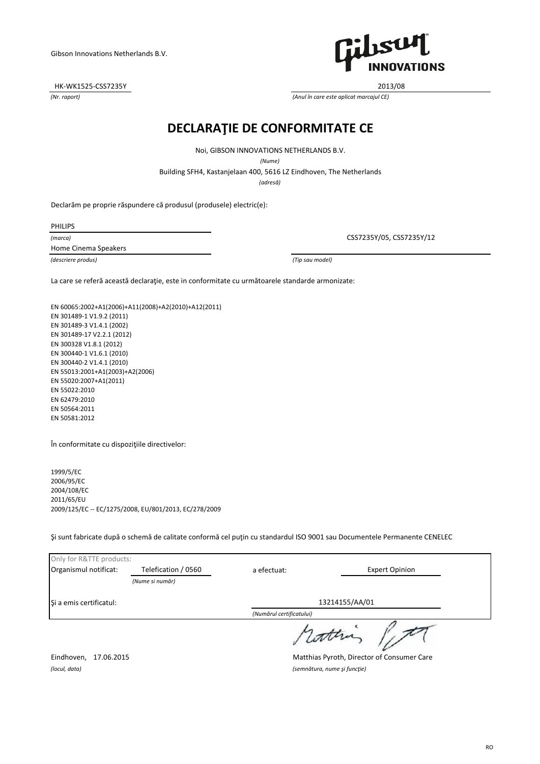Gibson Innovations Netherlands B.V.

| HK-WK1525-CSS7235Y | 2013/08 |
|---|---|
| *(Nr. raport)* | *(Anul în care este aplicat marcajul CE)* |

# DECLARAŢIE DE CONFORMITATE CE

Noi, GIBSON INNOVATIONS NETHERLANDS B.V.

*(Nume)*

Building SFH4, Kastanjelaan 400, 5616 LZ Eindhoven, The Netherlands

*(adresă)*

Declarăm pe proprie răspundere că produsul (produsele) electric(e):

PHILIPS
*(marca)*

Home Cinema Speakers
*(descriere produs)*

CSS7235Y/05, CSS7235Y/12
*(Tip sau model)*

La care se referă această declaraţie, este in conformitate cu următoarele standarde armonizate:

EN 60065:2002+A1(2006)+A11(2008)+A2(2010)+A12(2011)
EN 301489-1 V1.9.2 (2011)
EN 301489-3 V1.4.1 (2002)
EN 301489-17 V2.2.1 (2012)
EN 300328 V1.8.1 (2012)
EN 300440-1 V1.6.1 (2010)
EN 300440-2 V1.4.1 (2010)
EN 55013:2001+A1(2003)+A2(2006)
EN 55020:2007+A1(2011)
EN 55022:2010
EN 62479:2010
EN 50564:2011
EN 50581:2012

În conformitate cu dispoziţiile directivelor:

1999/5/EC
2006/95/EC
2004/108/EC
2011/65/EU
2009/125/EC -- EC/1275/2008, EU/801/2013, EC/278/2009

Şi sunt fabricate după o schemă de calitate conformă cel puţin cu standardul ISO 9001 sau Documentele Permanente CENELEC

| Only for R&TTE products: | | | |
|---|---|---|---|
| Organismul notificat: | Telefication / 0560 *(Nume si număr)* | a efectuat: | Expert Opinion |
| Şi a emis certificatul: | | 13214155/AA/01 *(Numărul certificatului)* | |

Eindhoven, 17.06.2015
*(locul, data)*

Matthias Pyroth, Director of Consumer Care
*(semnătura, nume şi funcţie)*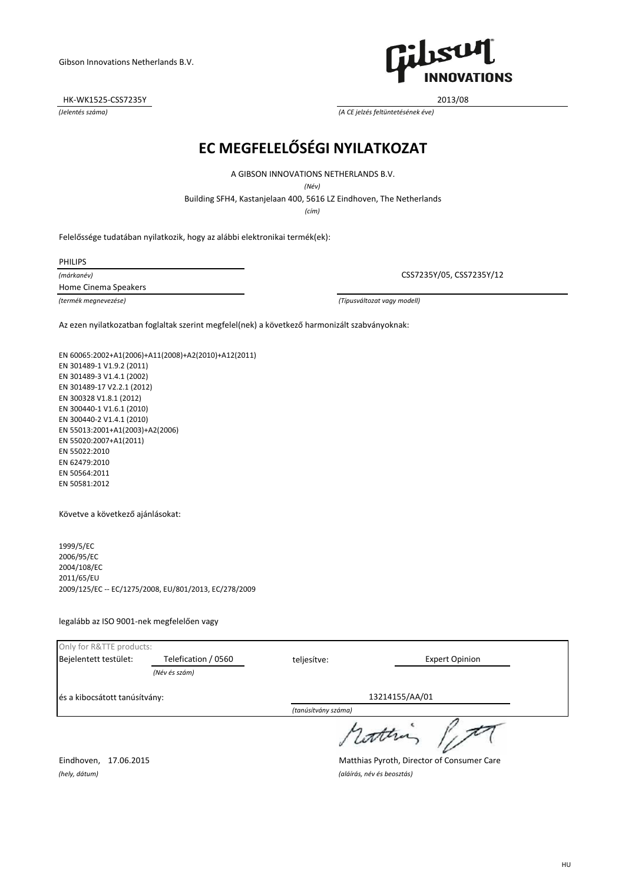Gibson Innovations Netherlands B.V.

HK-WK1525-CSS7235Y
*(Jelentés száma)*

2013/08
*(A CE jelzés feltüntetésének éve)*

# EC MEGFELELŐSÉGI NYILATKOZAT

A GIBSON INNOVATIONS NETHERLANDS B.V.
*(Név)*

Building SFH4, Kastanjelaan 400, 5616 LZ Eindhoven, The Netherlands
*(cím)*

Felelőssége tudatában nyilatkozik, hogy az alábbi elektronikai termék(ek):

PHILIPS
*(márkanév)*

Home Cinema Speakers
*(termék megnevezése)*

CSS7235Y/05, CSS7235Y/12
*(Típusváltozat vagy modell)*

Az ezen nyilatkozatban foglaltak szerint megfelel(nek) a következő harmonizált szabványoknak:

EN 60065:2002+A1(2006)+A11(2008)+A2(2010)+A12(2011)
EN 301489-1 V1.9.2 (2011)
EN 301489-3 V1.4.1 (2002)
EN 301489-17 V2.2.1 (2012)
EN 300328 V1.8.1 (2012)
EN 300440-1 V1.6.1 (2010)
EN 300440-2 V1.4.1 (2010)
EN 55013:2001+A1(2003)+A2(2006)
EN 55020:2007+A1(2011)
EN 55022:2010
EN 62479:2010
EN 50564:2011
EN 50581:2012

Követve a következő ajánlásokat:

1999/5/EC
2006/95/EC
2004/108/EC
2011/65/EU
2009/125/EC -- EC/1275/2008, EU/801/2013, EC/278/2009

legalább az ISO 9001-nek megfelelően vagy

Only for R&TTE products:

| Bejelentett testület: | Telefication / 0560 | teljesítve: | Expert Opinion |
|---|---|---|---|
| | *(Név és szám)* | | |
| és a kibocsátott tanúsítvány: | | 13214155/AA/01 | |
| | | *(tanúsítvány száma)* | |

Eindhoven, 17.06.2015
*(hely, dátum)*

Matthias Pyroth, Director of Consumer Care
*(aláírás, név és beosztás)*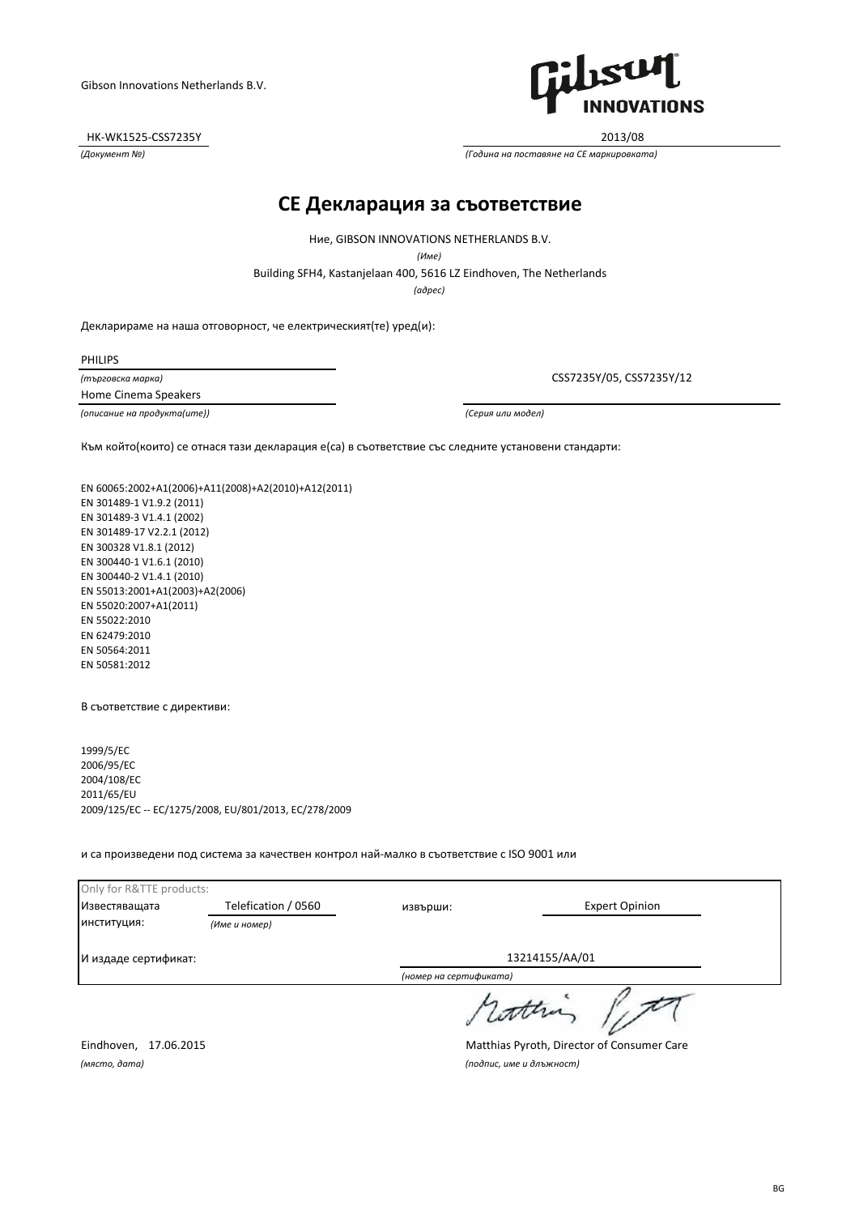Gibson Innovations Netherlands B.V.

HK-WK1525-CSS7235Y
*(Документ №)*

2013/08
*(Година на поставяне на CE маркировката)*

# CE Декларация за съответствие

Ние, GIBSON INNOVATIONS NETHERLANDS B.V.
*(Име)*

Building SFH4, Kastanjelaan 400, 5616 LZ Eindhoven, The Netherlands
*(адрес)*

Декларираме на наша отговорност, че електрическият(те) уред(и):

PHILIPS
*(търговска марка)*

Home Cinema Speakers
*(описание на продукта(ите))*

CSS7235Y/05, CSS7235Y/12
*(Серия или модел)*

Към който(които) се отнася тази декларация е(са) в съответствие със следните установени стандарти:

EN 60065:2002+A1(2006)+A11(2008)+A2(2010)+A12(2011)
EN 301489-1 V1.9.2 (2011)
EN 301489-3 V1.4.1 (2002)
EN 301489-17 V2.2.1 (2012)
EN 300328 V1.8.1 (2012)
EN 300440-1 V1.6.1 (2010)
EN 300440-2 V1.4.1 (2010)
EN 55013:2001+A1(2003)+A2(2006)
EN 55020:2007+A1(2011)
EN 55022:2010
EN 62479:2010
EN 50564:2011
EN 50581:2012

В съответствие с директиви:

1999/5/EC
2006/95/EC
2004/108/EC
2011/65/EU
2009/125/EC -- EC/1275/2008, EU/801/2013, EC/278/2009

и са произведени под система за качествен контрол най-малко в съответствие с ISO 9001 или

Only for R&TTE products:

| | | | |
|---|---|---|---|
| Известяващата институция: | Telefication / 0560 *(Име и номер)* | извърши: | Expert Opinion |
| И издаде сертификат: | | 13214155/AA/01 *(номер на сертификата)* | |

Eindhoven, 17.06.2015
*(място, дата)*

Matthias Pyroth, Director of Consumer Care
*(подпис, име и длъжност)*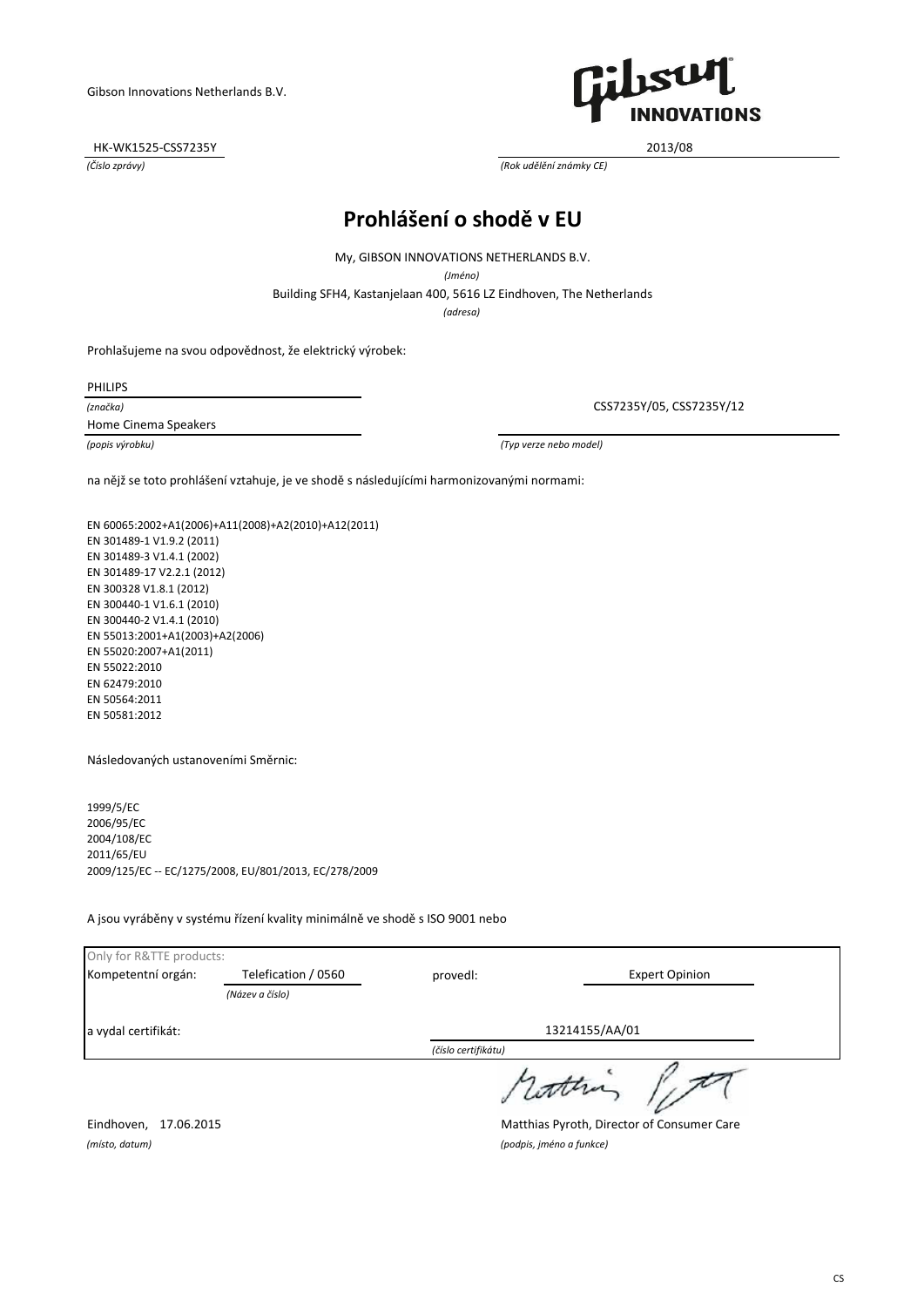Gibson Innovations Netherlands B.V.

HK-WK1525-CSS7235Y
*(Číslo zprávy)*

2013/08
*(Rok udělění známky CE)*

# Prohlášení o shodě v EU

My, GIBSON INNOVATIONS NETHERLANDS B.V.
*(Jméno)*

Building SFH4, Kastanjelaan 400, 5616 LZ Eindhoven, The Netherlands
*(adresa)*

Prohlašujeme na svou odpovědnost, že elektrický výrobek:

PHILIPS
*(značka)*

Home Cinema Speakers
*(popis výrobku)*

CSS7235Y/05, CSS7235Y/12
*(Typ verze nebo model)*

na nějž se toto prohlášení vztahuje, je ve shodě s následujícími harmonizovanými normami:

EN 60065:2002+A1(2006)+A11(2008)+A2(2010)+A12(2011)
EN 301489-1 V1.9.2 (2011)
EN 301489-3 V1.4.1 (2002)
EN 301489-17 V2.2.1 (2012)
EN 300328 V1.8.1 (2012)
EN 300440-1 V1.6.1 (2010)
EN 300440-2 V1.4.1 (2010)
EN 55013:2001+A1(2003)+A2(2006)
EN 55020:2007+A1(2011)
EN 55022:2010
EN 62479:2010
EN 50564:2011
EN 50581:2012

Následovaných ustanoveními Směrnic:

1999/5/EC
2006/95/EC
2004/108/EC
2011/65/EU
2009/125/EC -- EC/1275/2008, EU/801/2013, EC/278/2009

A jsou vyráběny v systému řízení kvality minimálně ve shodě s ISO 9001 nebo

Only for R&TTE products:

| Kompetentní orgán: | Telefication / 0560 *(Název a číslo)* | provedl: | Expert Opinion |
|---|---|---|---|
| a vydal certifikát: | | 13214155/AA/01 *(číslo certifikátu)* | |

Eindhoven, 17.06.2015
*(místo, datum)*

Matthias Pyroth, Director of Consumer Care
*(podpis, jméno a funkce)*

CS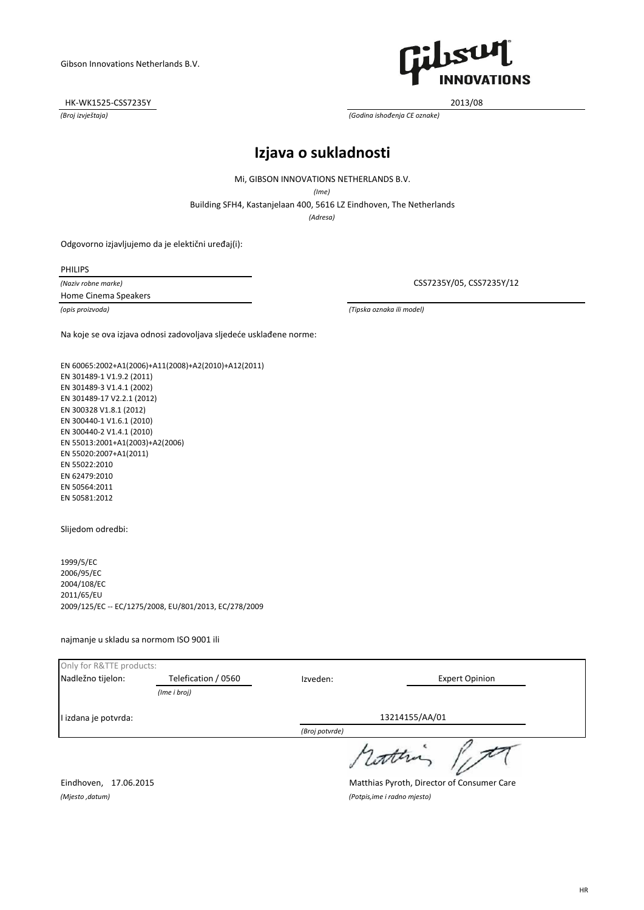Gibson Innovations Netherlands B.V.

HK-WK1525-CSS7235Y
*(Broj izvještaja)*

2013/08
*(Godina ishođenja CE oznake)*

# Izjava o sukladnosti

Mi, GIBSON INNOVATIONS NETHERLANDS B.V.
*(Ime)*

Building SFH4, Kastanjelaan 400, 5616 LZ Eindhoven, The Netherlands
*(Adresa)*

Odgovorno izjavljujemo da je elektični uređaj(i):

PHILIPS
*(Naziv robne marke)*

Home Cinema Speakers
*(opis proizvoda)*

CSS7235Y/05, CSS7235Y/12
*(Tipska oznaka ili model)*

Na koje se ova izjava odnosi zadovoljava sljedeće usklađene norme:

EN 60065:2002+A1(2006)+A11(2008)+A2(2010)+A12(2011)
EN 301489-1 V1.9.2 (2011)
EN 301489-3 V1.4.1 (2002)
EN 301489-17 V2.2.1 (2012)
EN 300328 V1.8.1 (2012)
EN 300440-1 V1.6.1 (2010)
EN 300440-2 V1.4.1 (2010)
EN 55013:2001+A1(2003)+A2(2006)
EN 55020:2007+A1(2011)
EN 55022:2010
EN 62479:2010
EN 50564:2011
EN 50581:2012

Slijedom odredbi:

1999/5/EC
2006/95/EC
2004/108/EC
2011/65/EU
2009/125/EC -- EC/1275/2008, EU/801/2013, EC/278/2009

najmanje u skladu sa normom ISO 9001 ili

Only for R&TTE products:

| Nadležno tijelo: | Telefication / 0560 *(Ime i broj)* | Izveden: | Expert Opinion |
|---|---|---|---|
| I izdana je potvrda: | | 13214155/AA/01 *(Broj potvrde)* | |

Eindhoven, 17.06.2015
*(Mjesto ,datum)*

Matthias Pyroth, Director of Consumer Care
*(Potpis,ime i radno mjesto)*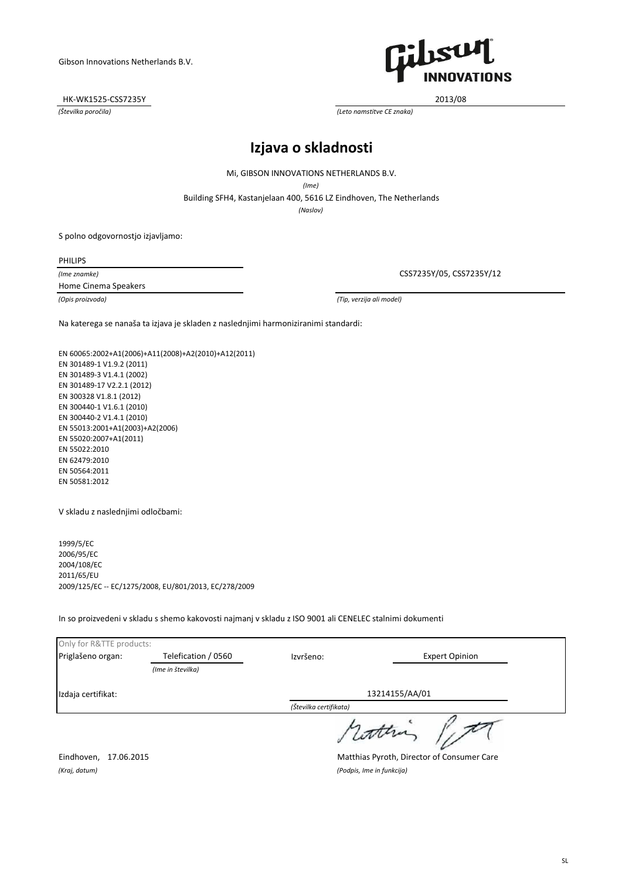Gibson Innovations Netherlands B.V.

HK-WK1525-CSS7235Y
*(Številka poročila)*

2013/08
*(Leto namstitve CE znaka)*

# Izjava o skladnosti

Mi, GIBSON INNOVATIONS NETHERLANDS B.V.
*(Ime)*

Building SFH4, Kastanjelaan 400, 5616 LZ Eindhoven, The Netherlands
*(Naslov)*

S polno odgovornostjo izjavljamo:

PHILIPS
*(Ime znamke)*

Home Cinema Speakers
*(Opis proizvoda)*

CSS7235Y/05, CSS7235Y/12
*(Tip, verzija ali model)*

Na katerega se nanaša ta izjava je skladen z naslednjimi harmoniziranimi standardi:

EN 60065:2002+A1(2006)+A11(2008)+A2(2010)+A12(2011)
EN 301489-1 V1.9.2 (2011)
EN 301489-3 V1.4.1 (2002)
EN 301489-17 V2.2.1 (2012)
EN 300328 V1.8.1 (2012)
EN 300440-1 V1.6.1 (2010)
EN 300440-2 V1.4.1 (2010)
EN 55013:2001+A1(2003)+A2(2006)
EN 55020:2007+A1(2011)
EN 55022:2010
EN 62479:2010
EN 50564:2011
EN 50581:2012

V skladu z naslednjimi odločbami:

1999/5/EC
2006/95/EC
2004/108/EC
2011/65/EU
2009/125/EC -- EC/1275/2008, EU/801/2013, EC/278/2009

In so proizvedeni v skladu s shemo kakovosti najmanj v skladu z ISO 9001 ali CENELEC stalnimi dokumenti

Only for R&TTE products:

| | | | |
|---|---|---|---|
| Priglašeno organ: | Telefication / 0560 *(Ime in številka)* | Izvršeno: | Expert Opinion |
| Izdaja certifikat: | | 13214155/AA/01 *(Številka certifikata)* | |

Eindhoven, 17.06.2015
*(Kraj, datum)*

Matthias Pyroth, Director of Consumer Care
*(Podpis, Ime in funkcija)*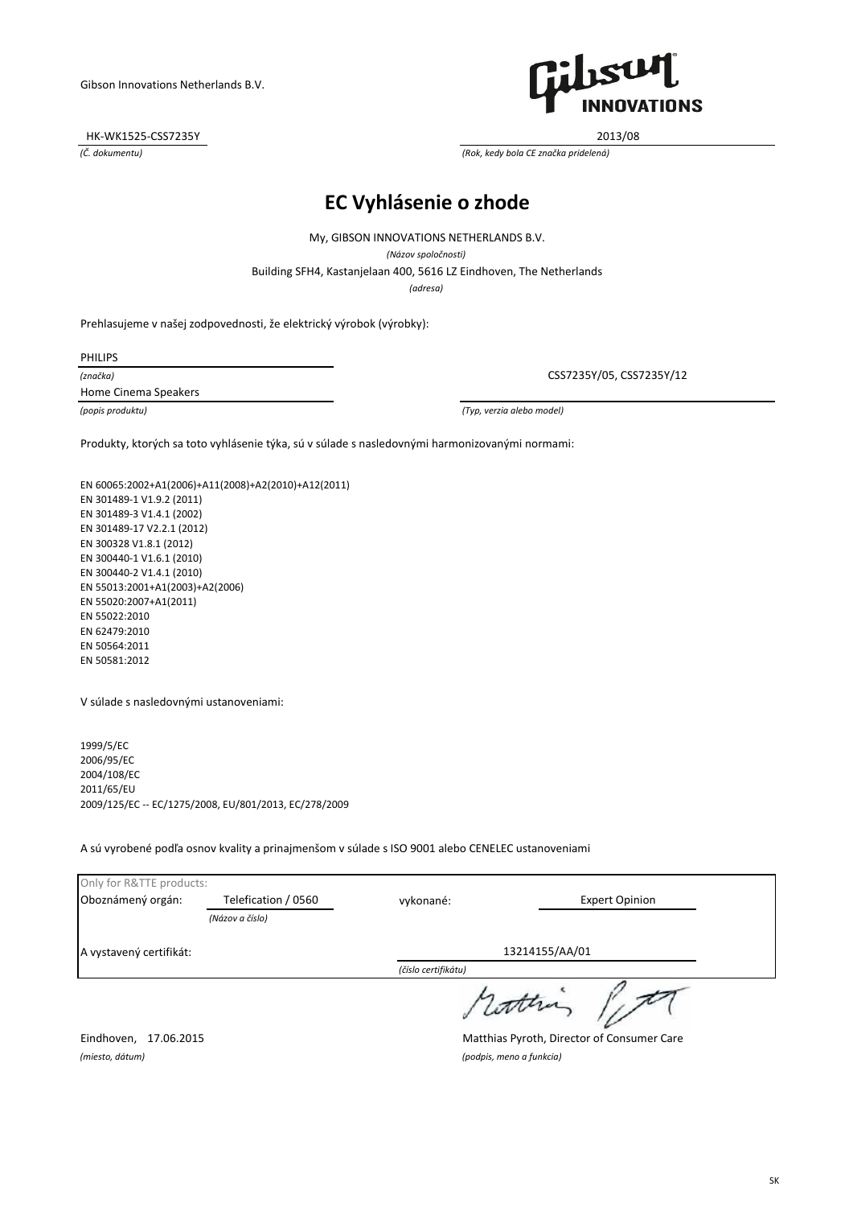Gibson Innovations Netherlands B.V.

HK-WK1525-CSS7235Y
*(Č. dokumentu)*

2013/08
*(Rok, kedy bola CE značka pridelená)*

# EC Vyhlásenie o zhode

My, GIBSON INNOVATIONS NETHERLANDS B.V.
*(Názov spoločnosti)*

Building SFH4, Kastanjelaan 400, 5616 LZ Eindhoven, The Netherlands
*(adresa)*

Prehlasujeme v našej zodpovednosti, že elektrický výrobok (výrobky):

PHILIPS
*(značka)*

Home Cinema Speakers
*(popis produktu)*

CSS7235Y/05, CSS7235Y/12
*(Typ, verzia alebo model)*

Produkty, ktorých sa toto vyhlásenie týka, sú v súlade s nasledovnými harmonizovanými normami:

EN 60065:2002+A1(2006)+A11(2008)+A2(2010)+A12(2011)
EN 301489-1 V1.9.2 (2011)
EN 301489-3 V1.4.1 (2002)
EN 301489-17 V2.2.1 (2012)
EN 300328 V1.8.1 (2012)
EN 300440-1 V1.6.1 (2010)
EN 300440-2 V1.4.1 (2010)
EN 55013:2001+A1(2003)+A2(2006)
EN 55020:2007+A1(2011)
EN 55022:2010
EN 62479:2010
EN 50564:2011
EN 50581:2012

V súlade s nasledovnými ustanoveniami:

1999/5/EC
2006/95/EC
2004/108/EC
2011/65/EU
2009/125/EC -- EC/1275/2008, EU/801/2013, EC/278/2009

A sú vyrobené podľa osnov kvality a prinajmenšom v súlade s ISO 9001 alebo CENELEC ustanoveniami

Only for R&TTE products:

| Oboznámený orgán: | Telefication / 0560 | vykonané: | Expert Opinion |
|---|---|---|---|
| | *(Názov a číslo)* | | |
| A vystavený certifikát: | | 13214155/AA/01 | |
| | | *(číslo certifikátu)* | |

Eindhoven, 17.06.2015
*(miesto, dátum)*

Matthias Pyroth, Director of Consumer Care
*(podpis, meno a funkcia)*

SK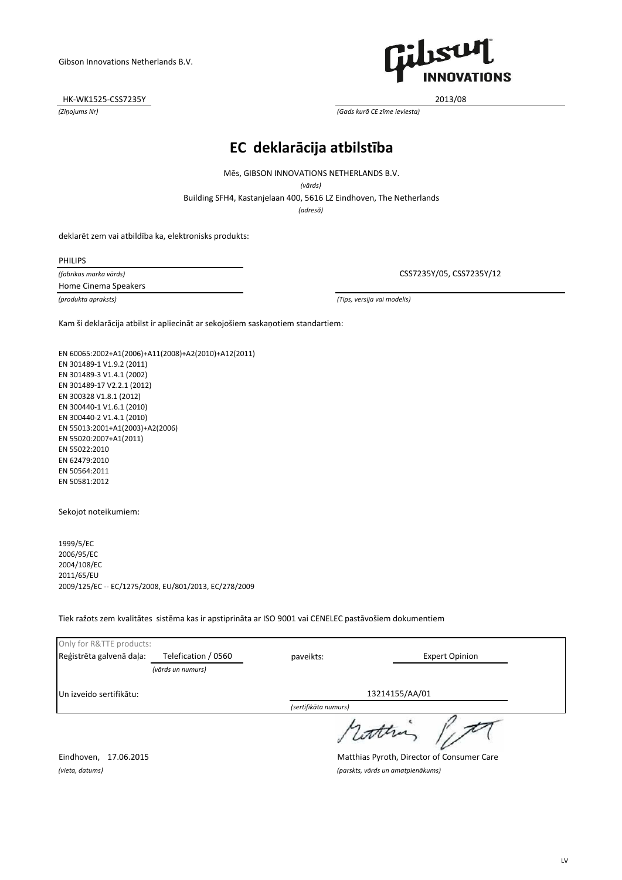Gibson Innovations Netherlands B.V.

HK-WK1525-CSS7235Y
*(Ziņojums Nr)*

2013/08
*(Gads kurā CE zīme ieviesta)*

# EC deklarācija atbilstība

Mēs, GIBSON INNOVATIONS NETHERLANDS B.V.
*(vārds)*

Building SFH4, Kastanjelaan 400, 5616 LZ Eindhoven, The Netherlands
*(adresā)*

deklarēt zem vai atbildība ka, elektronisks produkts:

PHILIPS
*(fabrikas marka vārds)*

Home Cinema Speakers
*(produkta apraksts)*

CSS7235Y/05, CSS7235Y/12
*(Tips, versija vai modelis)*

Kam ši deklarācija atbilst ir apliecināt ar sekojošiem saskaņotiem standartiem:

EN 60065:2002+A1(2006)+A11(2008)+A2(2010)+A12(2011)
EN 301489-1 V1.9.2 (2011)
EN 301489-3 V1.4.1 (2002)
EN 301489-17 V2.2.1 (2012)
EN 300328 V1.8.1 (2012)
EN 300440-1 V1.6.1 (2010)
EN 300440-2 V1.4.1 (2010)
EN 55013:2001+A1(2003)+A2(2006)
EN 55020:2007+A1(2011)
EN 55022:2010
EN 62479:2010
EN 50564:2011
EN 50581:2012

Sekojot noteikumiem:

1999/5/EC
2006/95/EC
2004/108/EC
2011/65/EU
2009/125/EC -- EC/1275/2008, EU/801/2013, EC/278/2009

Tiek ražots zem kvalitātes sistēma kas ir apstiprināta ar ISO 9001 vai CENELEC pastāvošiem dokumentiem

Only for R&TTE products:

Reģistrēta galvenā daļa: Telefication / 0560 *(vārds un numurs)* paveikts: Expert Opinion

Un izveido sertifikātu: 13214155/AA/01 *(sertifikāta numurs)*

Eindhoven, 17.06.2015
*(vieta, datums)*

Matthias Pyroth, Director of Consumer Care
*(parskts, vārds un amatpienākums)*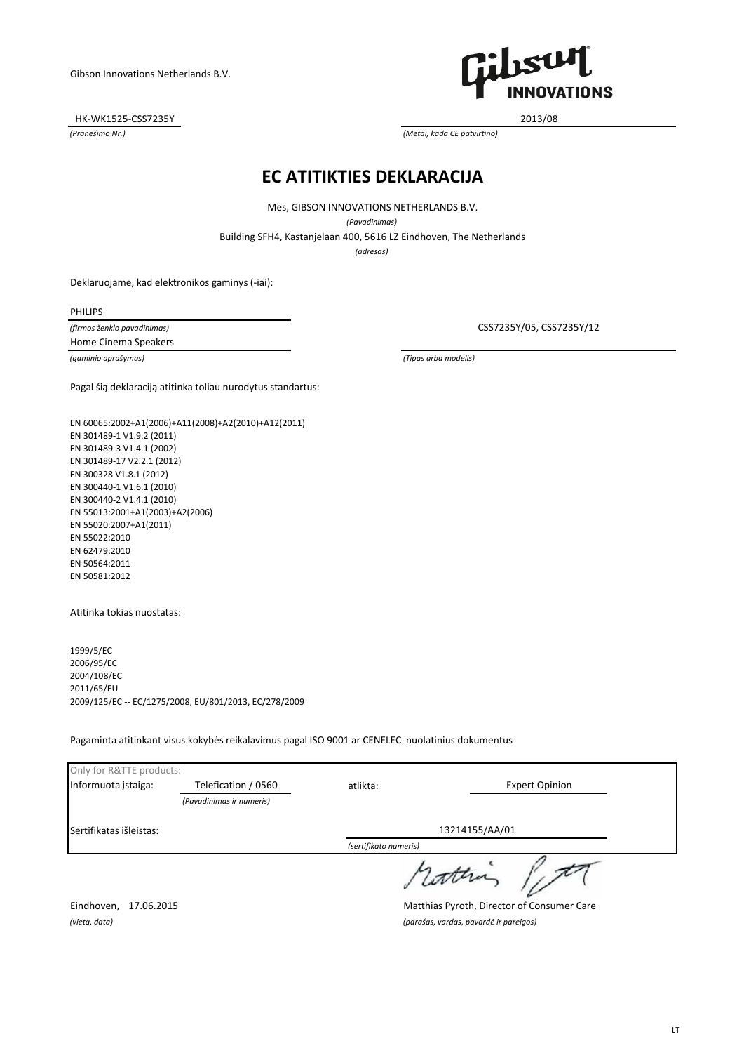Gibson Innovations Netherlands B.V.

| HK-WK1525-CSS7235Y | 2013/08 |
|---|---|
| *(Pranešimo Nr.)* | *(Metai, kada CE patvirtino)* |

# EC ATITIKTIES DEKLARACIJA

Mes, GIBSON INNOVATIONS NETHERLANDS B.V.

*(Pavadinimas)*

Building SFH4, Kastanjelaan 400, 5616 LZ Eindhoven, The Netherlands

*(adresas)*

Deklaruojame, kad elektronikos gaminys (-iai):

| PHILIPS | |
|---|---|
| *(firmos ženklo pavadinimas)* | CSS7235Y/05, CSS7235Y/12 |
| Home Cinema Speakers | |
| *(gaminio aprašymas)* | *(Tipas arba modelis)* |

Pagal šią deklaraciją atitinka toliau nurodytus standartus:

EN 60065:2002+A1(2006)+A11(2008)+A2(2010)+A12(2011)
EN 301489-1 V1.9.2 (2011)
EN 301489-3 V1.4.1 (2002)
EN 301489-17 V2.2.1 (2012)
EN 300328 V1.8.1 (2012)
EN 300440-1 V1.6.1 (2010)
EN 300440-2 V1.4.1 (2010)
EN 55013:2001+A1(2003)+A2(2006)
EN 55020:2007+A1(2011)
EN 55022:2010
EN 62479:2010
EN 50564:2011
EN 50581:2012

Atitinka tokias nuostatas:

1999/5/EC
2006/95/EC
2004/108/EC
2011/65/EU
2009/125/EC -- EC/1275/2008, EU/801/2013, EC/278/2009

Pagaminta atitinkant visus kokybės reikalavimus pagal ISO 9001 ar CENELEC nuolatinius dokumentus

| Only for R&TTE products: | | | |
|---|---|---|---|
| Informuota įstaiga: | Telefication / 0560 | atlikta: | Expert Opinion |
| | *(Pavadinimas ir numeris)* | | |
| Sertifikatas išleistas: | | 13214155/AA/01 | |
| | | *(sertifikato numeris)* | |

Eindhoven, 17.06.2015 — Matthias Pyroth, Director of Consumer Care

*(vieta, data)* — *(parašas, vardas, pavardė ir pareigos)*

LT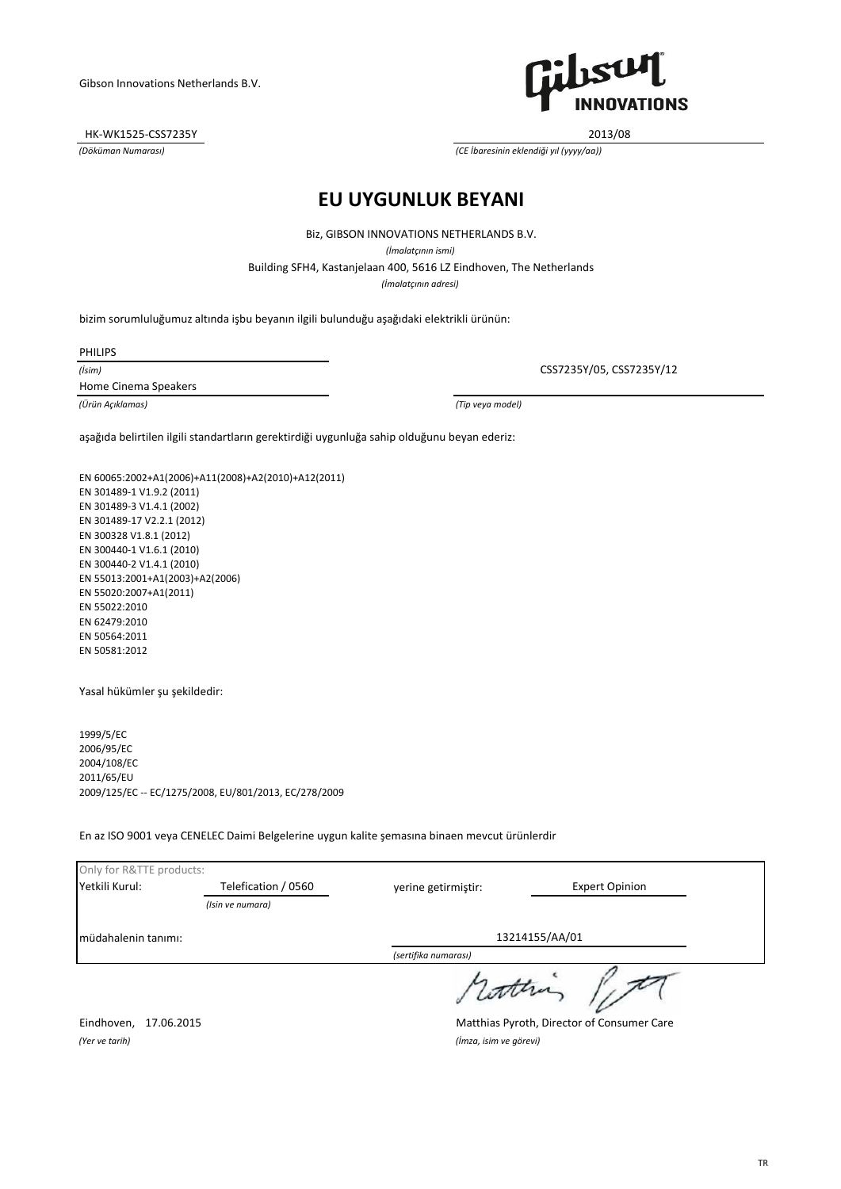Gibson Innovations Netherlands B.V.

HK-WK1525-CSS7235Y
*(Döküman Numarası)*

2013/08
*(CE İbaresinin eklendiği yıl (yyyy/aa))*

# EU UYGUNLUK BEYANI

Biz, GIBSON INNOVATIONS NETHERLANDS B.V.
*(İmalatçının ismi)*

Building SFH4, Kastanjelaan 400, 5616 LZ Eindhoven, The Netherlands
*(İmalatçının adresi)*

bizim sorumluluğumuz altında işbu beyanın ilgili bulunduğu aşağıdaki elektrikli ürünün:

PHILIPS
*(İsim)*

Home Cinema Speakers
*(Ürün Açıklamas)*

CSS7235Y/05, CSS7235Y/12
*(Tip veya model)*

aşağıda belirtilen ilgili standartların gerektirdiği uygunluğa sahip olduğunu beyan ederiz:

EN 60065:2002+A1(2006)+A11(2008)+A2(2010)+A12(2011)
EN 301489-1 V1.9.2 (2011)
EN 301489-3 V1.4.1 (2002)
EN 301489-17 V2.2.1 (2012)
EN 300328 V1.8.1 (2012)
EN 300440-1 V1.6.1 (2010)
EN 300440-2 V1.4.1 (2010)
EN 55013:2001+A1(2003)+A2(2006)
EN 55020:2007+A1(2011)
EN 55022:2010
EN 62479:2010
EN 50564:2011
EN 50581:2012

Yasal hükümler şu şekildedir:

1999/5/EC
2006/95/EC
2004/108/EC
2011/65/EU
2009/125/EC -- EC/1275/2008, EU/801/2013, EC/278/2009

En az ISO 9001 veya CENELEC Daimi Belgelerine uygun kalite şemasına binaen mevcut ürünlerdir

| | | | |
|---|---|---|---|
| Only for R&TTE products: | | | |
| Yetkili Kurul: | Telefication / 0560 *(Isin ve numara)* | yerine getirmiştir: | Expert Opinion |
| müdahalenin tanımı: | | 13214155/AA/01 *(sertifika numarası)* | |

Eindhoven, 17.06.2015
*(Yer ve tarih)*

Matthias Pyroth, Director of Consumer Care
*(İmza, isim ve görevi)*